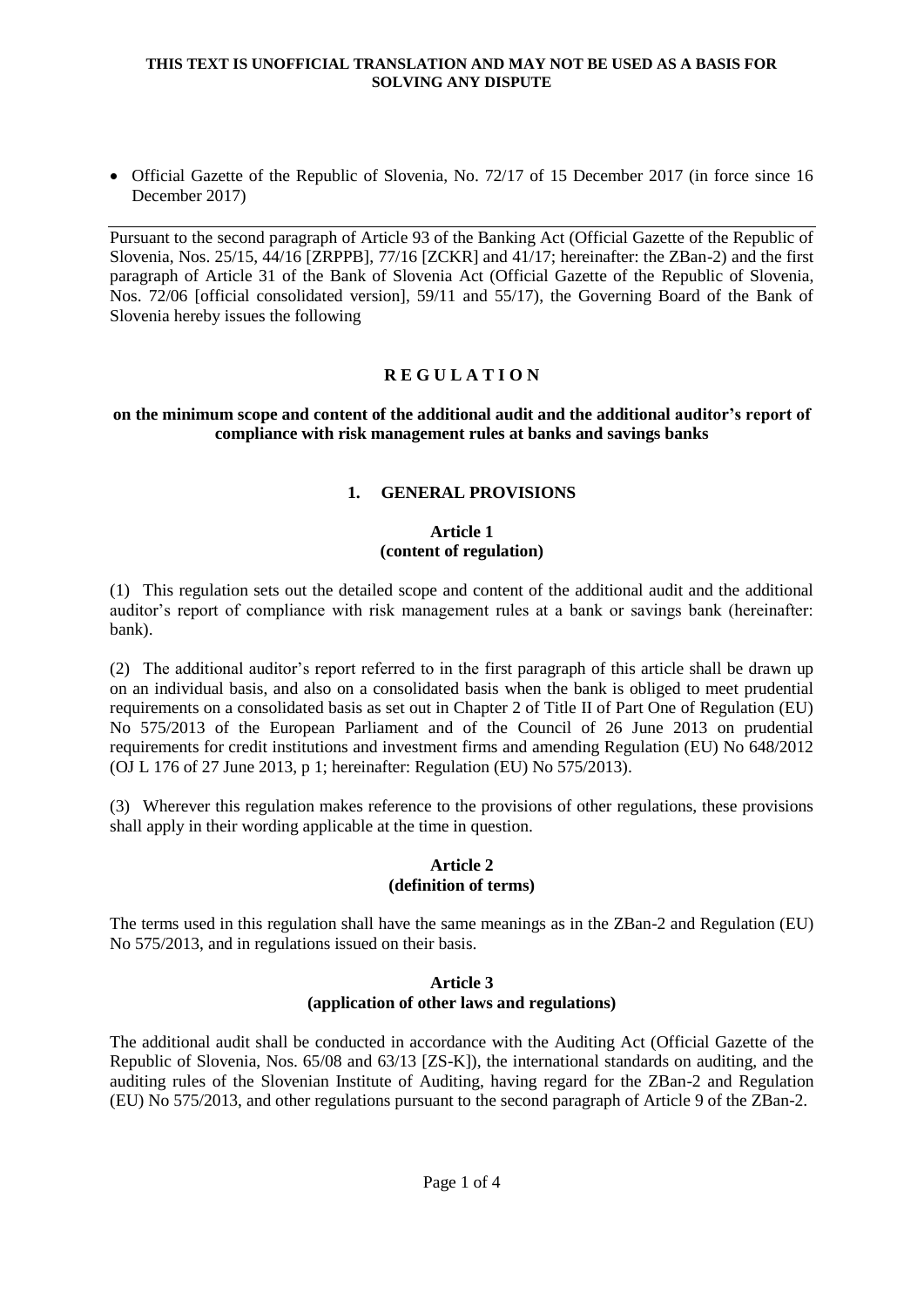**THIS TEXT IS UNOFFICIAL TRANSLATION AND MAY NOT BE USED AS A BASIS FOR SOLVING ANY DISPUTE**

- Official Gazette of the Republic of Slovenia, No. 72/17 of 15 December 2017 (in force since 16 December 2017)

---

Pursuant to the second paragraph of Article 93 of the Banking Act (Official Gazette of the Republic of Slovenia, Nos. 25/15, 44/16 [ZRPPB], 77/16 [ZCKR] and 41/17; hereinafter: the ZBan-2) and the first paragraph of Article 31 of the Bank of Slovenia Act (Official Gazette of the Republic of Slovenia, Nos. 72/06 [official consolidated version], 59/11 and 55/17), the Governing Board of the Bank of Slovenia hereby issues the following

# R E G U L A T I O N

## on the minimum scope and content of the additional audit and the additional auditor's report of compliance with risk management rules at banks and savings banks

## 1. GENERAL PROVISIONS

### Article 1
### (content of regulation)

(1) This regulation sets out the detailed scope and content of the additional audit and the additional auditor's report of compliance with risk management rules at a bank or savings bank (hereinafter: bank).

(2) The additional auditor's report referred to in the first paragraph of this article shall be drawn up on an individual basis, and also on a consolidated basis when the bank is obliged to meet prudential requirements on a consolidated basis as set out in Chapter 2 of Title II of Part One of Regulation (EU) No 575/2013 of the European Parliament and of the Council of 26 June 2013 on prudential requirements for credit institutions and investment firms and amending Regulation (EU) No 648/2012 (OJ L 176 of 27 June 2013, p 1; hereinafter: Regulation (EU) No 575/2013).

(3) Wherever this regulation makes reference to the provisions of other regulations, these provisions shall apply in their wording applicable at the time in question.

### Article 2
### (definition of terms)

The terms used in this regulation shall have the same meanings as in the ZBan-2 and Regulation (EU) No 575/2013, and in regulations issued on their basis.

### Article 3
### (application of other laws and regulations)

The additional audit shall be conducted in accordance with the Auditing Act (Official Gazette of the Republic of Slovenia, Nos. 65/08 and 63/13 [ZS-K]), the international standards on auditing, and the auditing rules of the Slovenian Institute of Auditing, having regard for the ZBan-2 and Regulation (EU) No 575/2013, and other regulations pursuant to the second paragraph of Article 9 of the ZBan-2.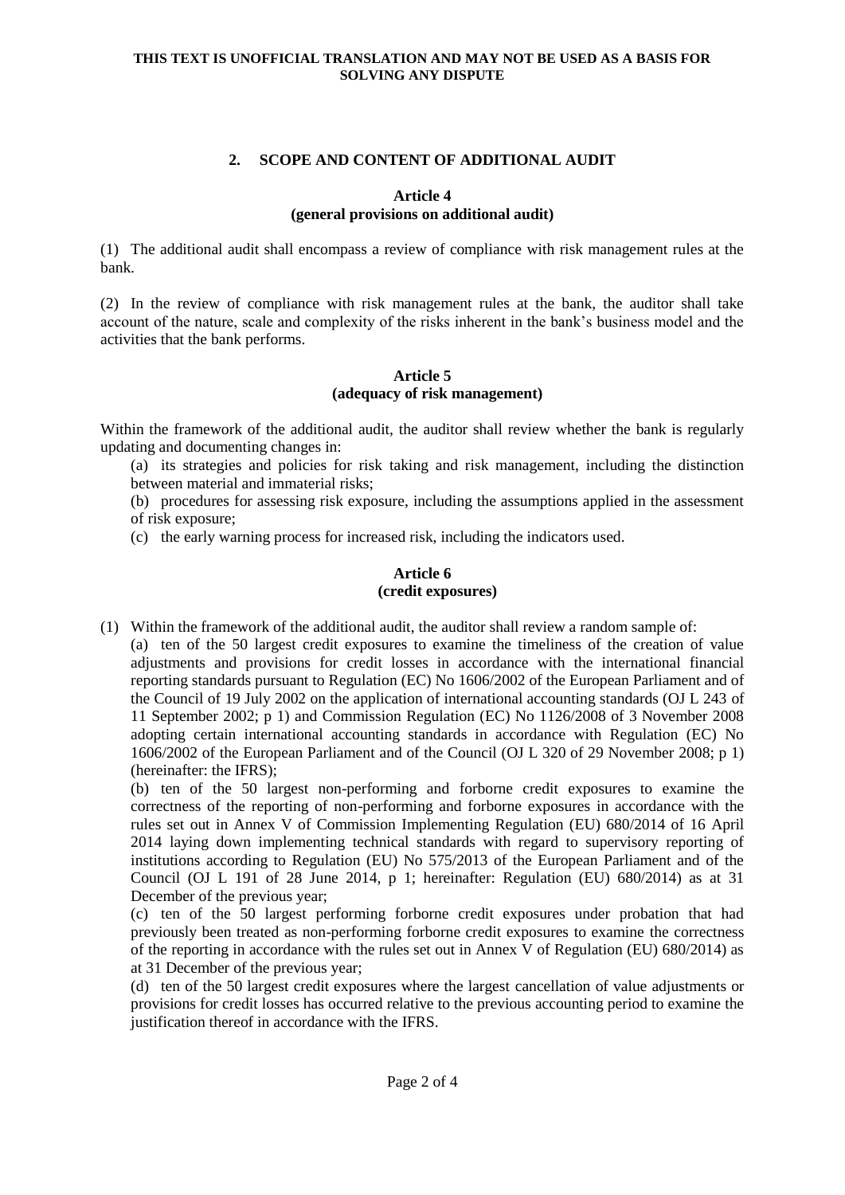**THIS TEXT IS UNOFFICIAL TRANSLATION AND MAY NOT BE USED AS A BASIS FOR SOLVING ANY DISPUTE**

## 2. SCOPE AND CONTENT OF ADDITIONAL AUDIT

### Article 4
### (general provisions on additional audit)

(1) The additional audit shall encompass a review of compliance with risk management rules at the bank.

(2) In the review of compliance with risk management rules at the bank, the auditor shall take account of the nature, scale and complexity of the risks inherent in the bank's business model and the activities that the bank performs.

### Article 5
### (adequacy of risk management)

Within the framework of the additional audit, the auditor shall review whether the bank is regularly updating and documenting changes in:

(a) its strategies and policies for risk taking and risk management, including the distinction between material and immaterial risks;

(b) procedures for assessing risk exposure, including the assumptions applied in the assessment of risk exposure;

(c) the early warning process for increased risk, including the indicators used.

### Article 6
### (credit exposures)

(1) Within the framework of the additional audit, the auditor shall review a random sample of:

(a) ten of the 50 largest credit exposures to examine the timeliness of the creation of value adjustments and provisions for credit losses in accordance with the international financial reporting standards pursuant to Regulation (EC) No 1606/2002 of the European Parliament and of the Council of 19 July 2002 on the application of international accounting standards (OJ L 243 of 11 September 2002; p 1) and Commission Regulation (EC) No 1126/2008 of 3 November 2008 adopting certain international accounting standards in accordance with Regulation (EC) No 1606/2002 of the European Parliament and of the Council (OJ L 320 of 29 November 2008; p 1) (hereinafter: the IFRS);

(b) ten of the 50 largest non-performing and forborne credit exposures to examine the correctness of the reporting of non-performing and forborne exposures in accordance with the rules set out in Annex V of Commission Implementing Regulation (EU) 680/2014 of 16 April 2014 laying down implementing technical standards with regard to supervisory reporting of institutions according to Regulation (EU) No 575/2013 of the European Parliament and of the Council (OJ L 191 of 28 June 2014, p 1; hereinafter: Regulation (EU) 680/2014) as at 31 December of the previous year;

(c) ten of the 50 largest performing forborne credit exposures under probation that had previously been treated as non-performing forborne credit exposures to examine the correctness of the reporting in accordance with the rules set out in Annex V of Regulation (EU) 680/2014) as at 31 December of the previous year;

(d) ten of the 50 largest credit exposures where the largest cancellation of value adjustments or provisions for credit losses has occurred relative to the previous accounting period to examine the justification thereof in accordance with the IFRS.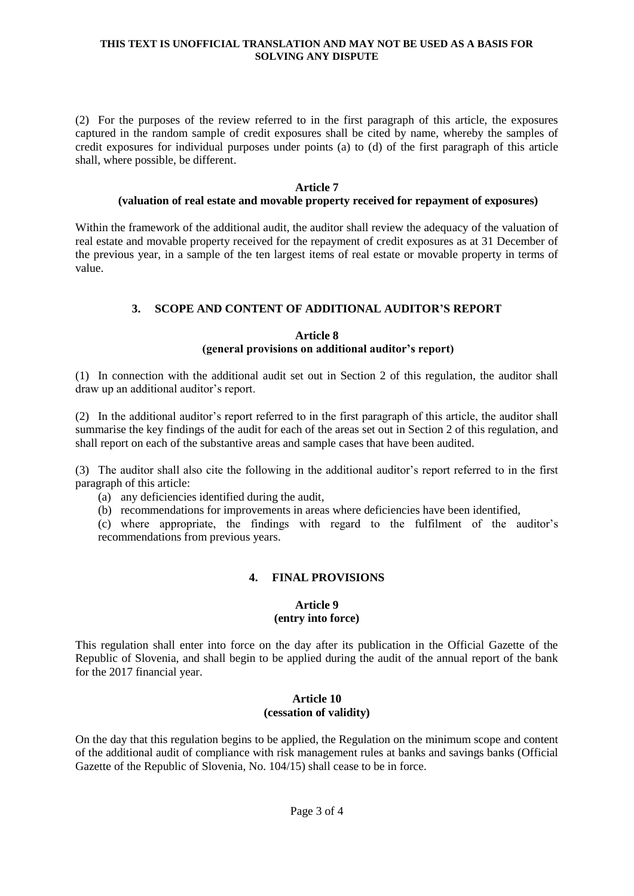(2) For the purposes of the review referred to in the first paragraph of this article, the exposures captured in the random sample of credit exposures shall be cited by name, whereby the samples of credit exposures for individual purposes under points (a) to (d) of the first paragraph of this article shall, where possible, be different.

**Article 7**
**(valuation of real estate and movable property received for repayment of exposures)**

Within the framework of the additional audit, the auditor shall review the adequacy of the valuation of real estate and movable property received for the repayment of credit exposures as at 31 December of the previous year, in a sample of the ten largest items of real estate or movable property in terms of value.

## 3. SCOPE AND CONTENT OF ADDITIONAL AUDITOR'S REPORT

**Article 8**
**(general provisions on additional auditor's report)**

(1) In connection with the additional audit set out in Section 2 of this regulation, the auditor shall draw up an additional auditor's report.

(2) In the additional auditor's report referred to in the first paragraph of this article, the auditor shall summarise the key findings of the audit for each of the areas set out in Section 2 of this regulation, and shall report on each of the substantive areas and sample cases that have been audited.

(3) The auditor shall also cite the following in the additional auditor's report referred to in the first paragraph of this article:

(a) any deficiencies identified during the audit,
(b) recommendations for improvements in areas where deficiencies have been identified,
(c) where appropriate, the findings with regard to the fulfilment of the auditor's recommendations from previous years.

## 4. FINAL PROVISIONS

**Article 9**
**(entry into force)**

This regulation shall enter into force on the day after its publication in the Official Gazette of the Republic of Slovenia, and shall begin to be applied during the audit of the annual report of the bank for the 2017 financial year.

**Article 10**
**(cessation of validity)**

On the day that this regulation begins to be applied, the Regulation on the minimum scope and content of the additional audit of compliance with risk management rules at banks and savings banks (Official Gazette of the Republic of Slovenia, No. 104/15) shall cease to be in force.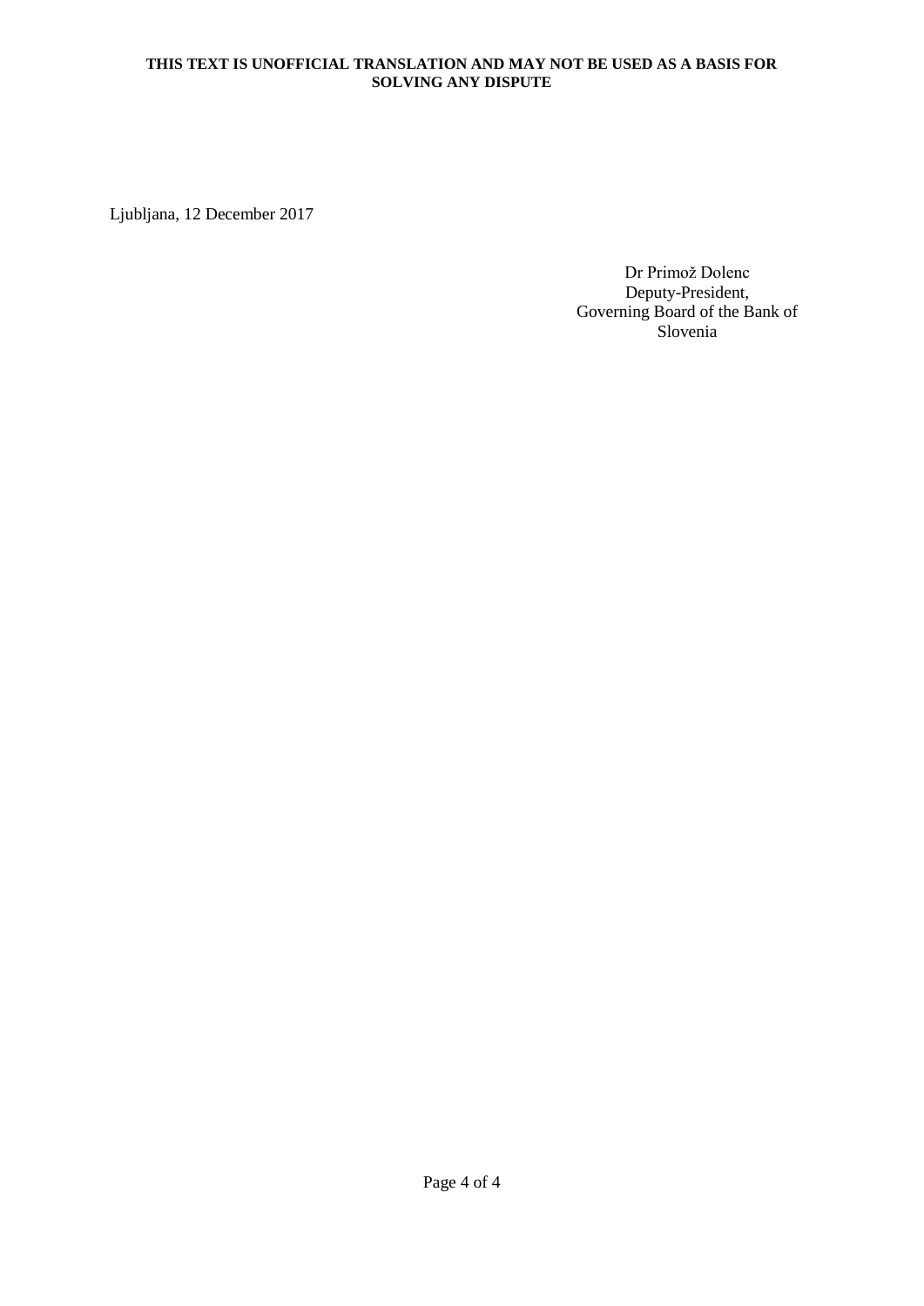Ljubljana, 12 December 2017

Dr Primož Dolenc
Deputy-President,
Governing Board of the Bank of Slovenia